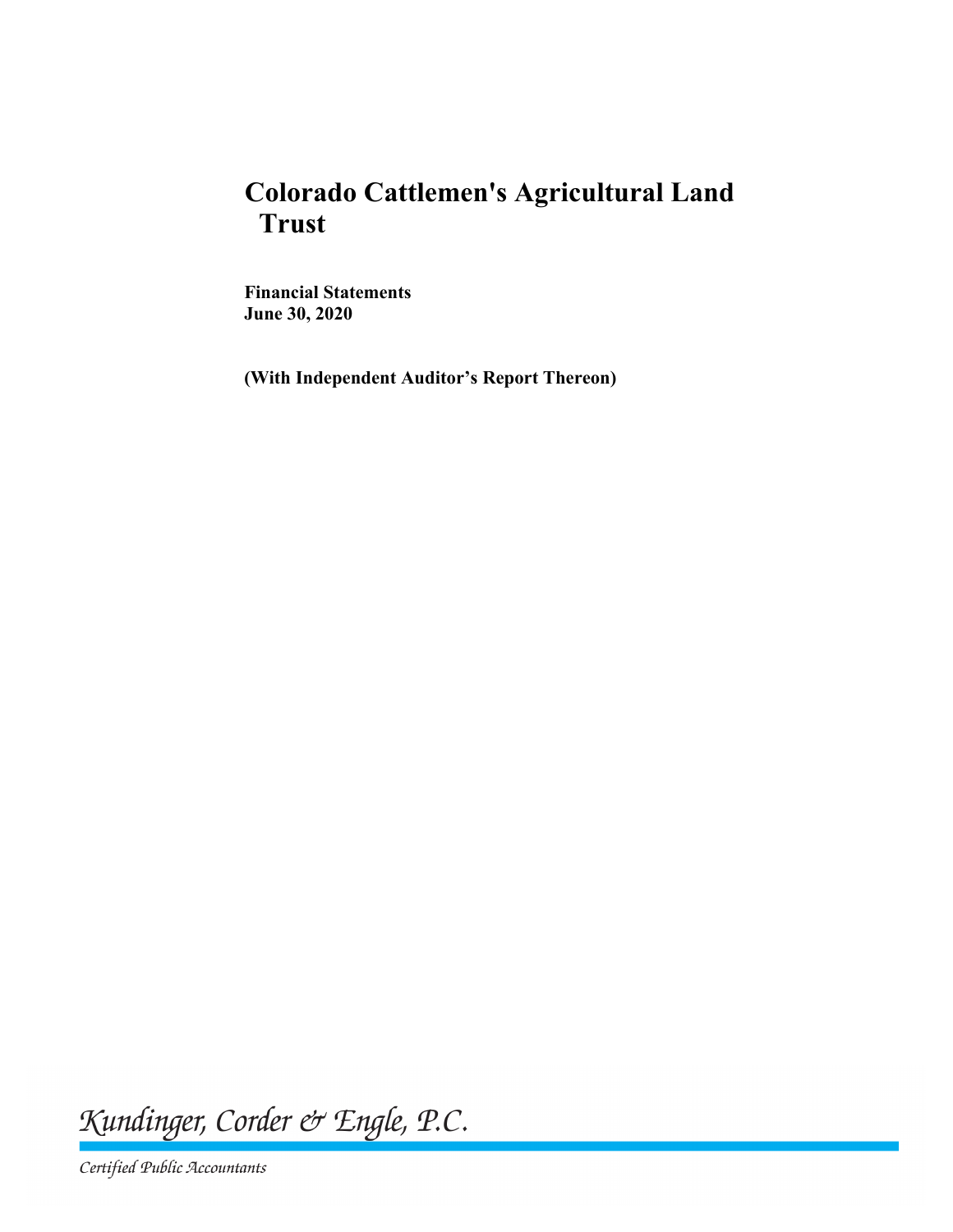# Colorado Cattlemen's Agricultural Land Trust

**Financial Statements**
**June 30, 2020**

**(With Independent Auditor's Report Thereon)**

*Kundinger, Corder & Engle, P.C.*

*Certified Public Accountants*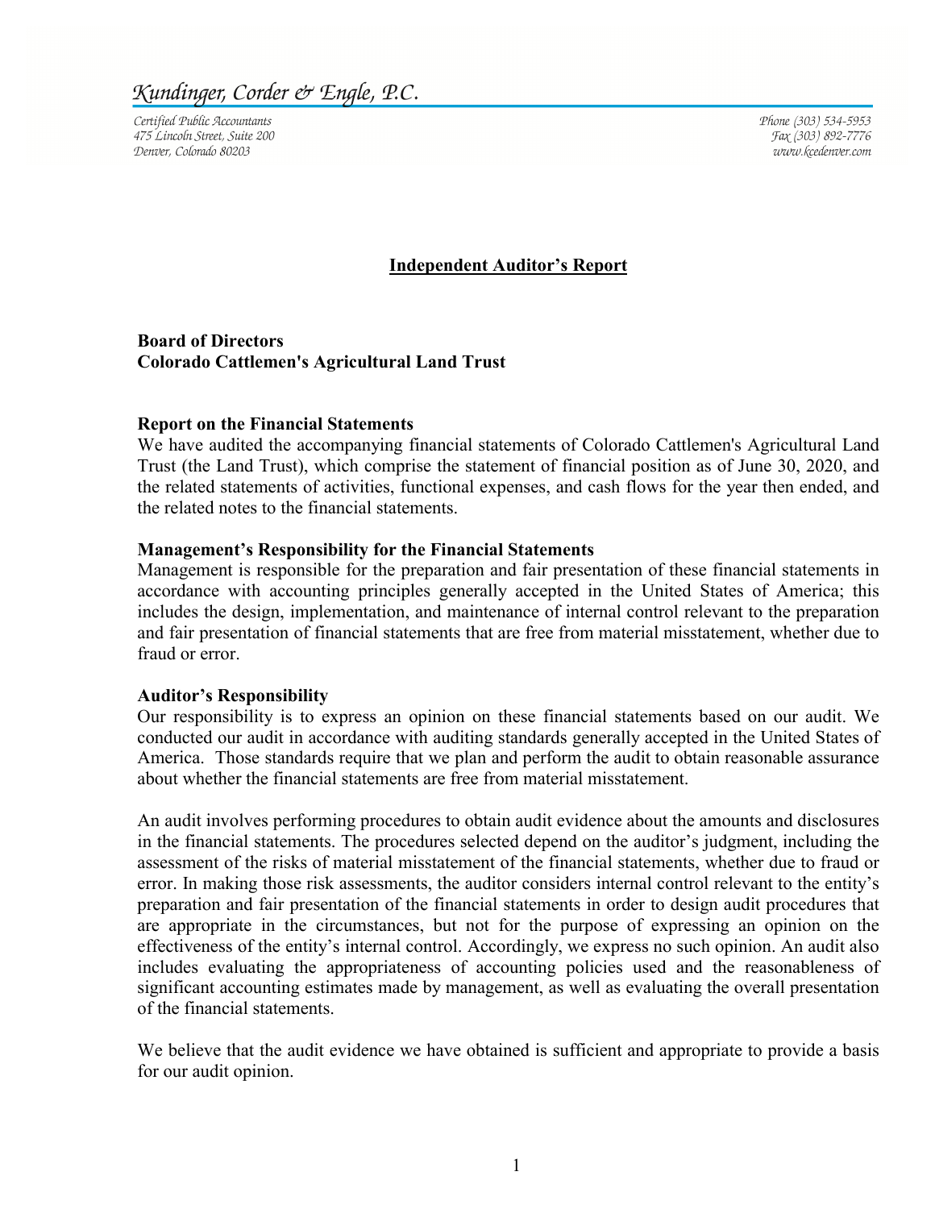*Kundinger, Corder & Engle, P.C.*

*Certified Public Accountants*
*475 Lincoln Street, Suite 200*
*Denver, Colorado 80203*

*Phone (303) 534-5953*
*Fax (303) 892-7776*
*www.kcedenver.com*

## Independent Auditor's Report

**Board of Directors**
**Colorado Cattlemen's Agricultural Land Trust**

### Report on the Financial Statements

We have audited the accompanying financial statements of Colorado Cattlemen's Agricultural Land Trust (the Land Trust), which comprise the statement of financial position as of June 30, 2020, and the related statements of activities, functional expenses, and cash flows for the year then ended, and the related notes to the financial statements.

### Management's Responsibility for the Financial Statements

Management is responsible for the preparation and fair presentation of these financial statements in accordance with accounting principles generally accepted in the United States of America; this includes the design, implementation, and maintenance of internal control relevant to the preparation and fair presentation of financial statements that are free from material misstatement, whether due to fraud or error.

### Auditor's Responsibility

Our responsibility is to express an opinion on these financial statements based on our audit. We conducted our audit in accordance with auditing standards generally accepted in the United States of America. Those standards require that we plan and perform the audit to obtain reasonable assurance about whether the financial statements are free from material misstatement.

An audit involves performing procedures to obtain audit evidence about the amounts and disclosures in the financial statements. The procedures selected depend on the auditor's judgment, including the assessment of the risks of material misstatement of the financial statements, whether due to fraud or error. In making those risk assessments, the auditor considers internal control relevant to the entity's preparation and fair presentation of the financial statements in order to design audit procedures that are appropriate in the circumstances, but not for the purpose of expressing an opinion on the effectiveness of the entity's internal control. Accordingly, we express no such opinion. An audit also includes evaluating the appropriateness of accounting policies used and the reasonableness of significant accounting estimates made by management, as well as evaluating the overall presentation of the financial statements.

We believe that the audit evidence we have obtained is sufficient and appropriate to provide a basis for our audit opinion.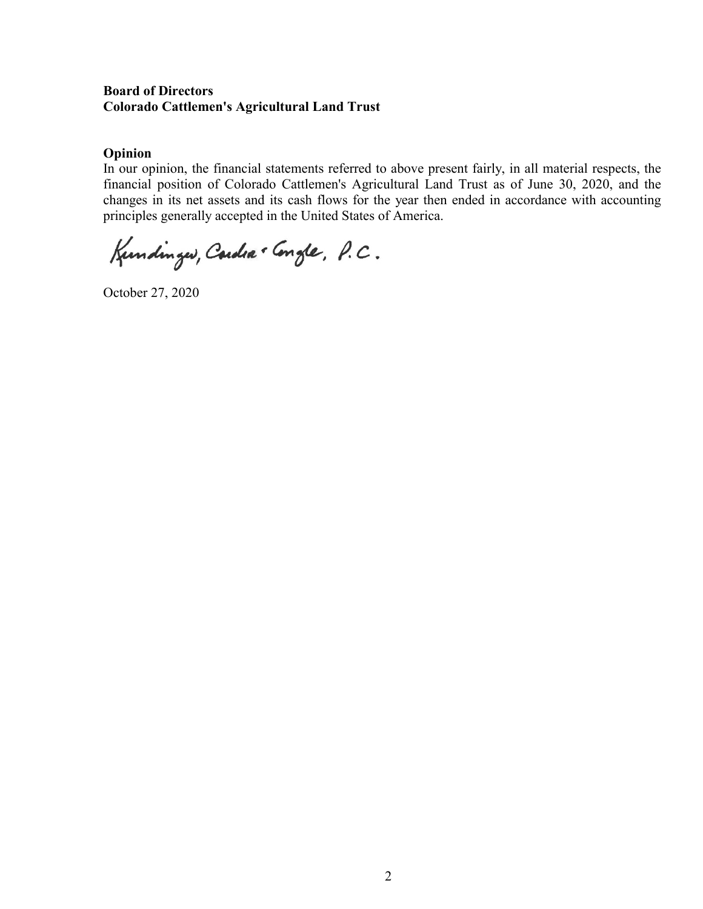**Board of Directors**
**Colorado Cattlemen's Agricultural Land Trust**

**Opinion**

In our opinion, the financial statements referred to above present fairly, in all material respects, the financial position of Colorado Cattlemen's Agricultural Land Trust as of June 30, 2020, and the changes in its net assets and its cash flows for the year then ended in accordance with accounting principles generally accepted in the United States of America.

Kundinger, Corder & Engle, P.C.

October 27, 2020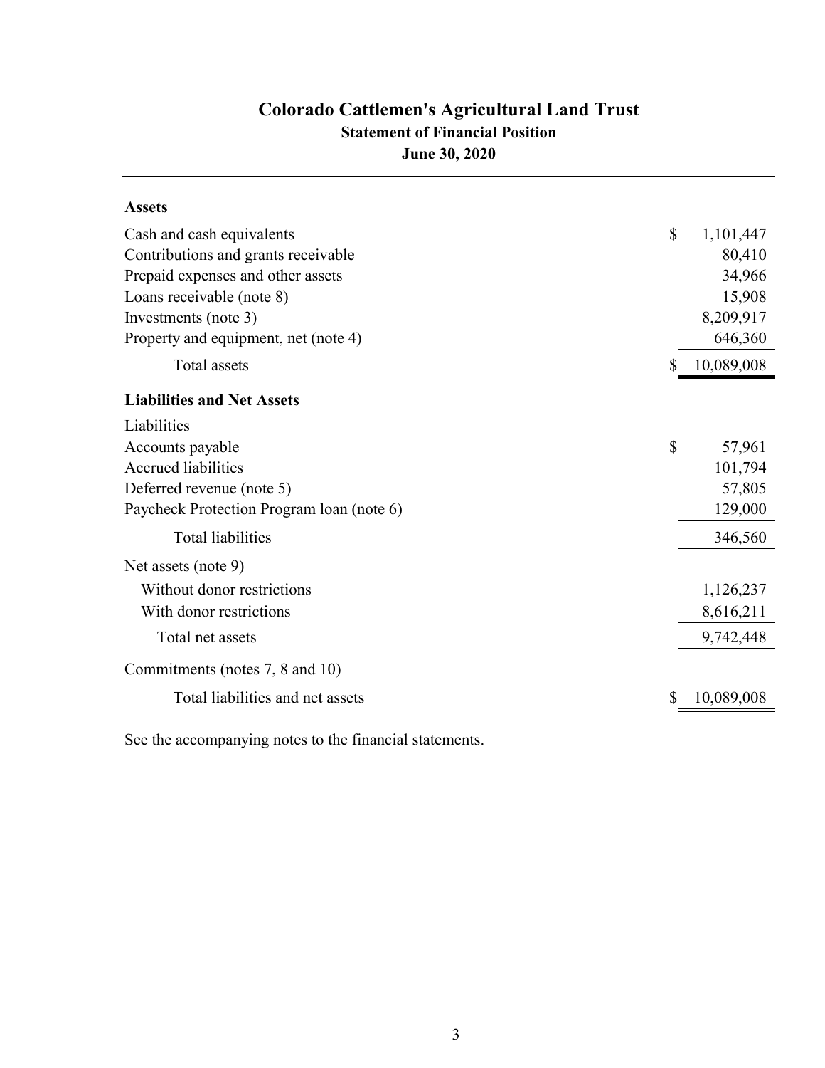# Colorado Cattlemen's Agricultural Land Trust

## Statement of Financial Position

### June 30, 2020

| | | |
|---|---|---|
| **Assets** | | |
| Cash and cash equivalents | $ | 1,101,447 |
| Contributions and grants receivable | | 80,410 |
| Prepaid expenses and other assets | | 34,966 |
| Loans receivable (note 8) | | 15,908 |
| Investments (note 3) | | 8,209,917 |
| Property and equipment, net (note 4) | | 646,360 |
| Total assets | $ | 10,089,008 |
| **Liabilities and Net Assets** | | |
| Liabilities | | |
| Accounts payable | $ | 57,961 |
| Accrued liabilities | | 101,794 |
| Deferred revenue (note 5) | | 57,805 |
| Paycheck Protection Program loan (note 6) | | 129,000 |
| Total liabilities | | 346,560 |
| Net assets (note 9) | | |
| Without donor restrictions | | 1,126,237 |
| With donor restrictions | | 8,616,211 |
| Total net assets | | 9,742,448 |
| Commitments (notes 7, 8 and 10) | | |
| Total liabilities and net assets | $ | 10,089,008 |

See the accompanying notes to the financial statements.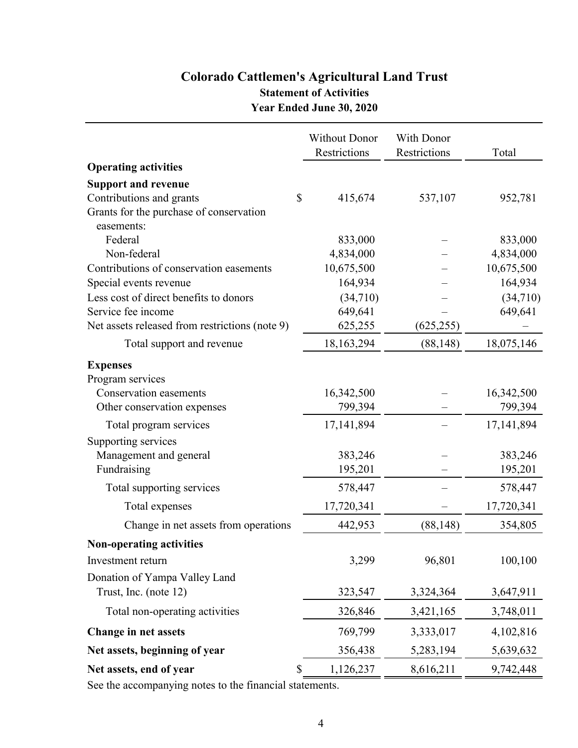# Colorado Cattlemen's Agricultural Land Trust

## Statement of Activities

### Year Ended June 30, 2020

| | Without Donor Restrictions | With Donor Restrictions | Total |
|---|---|---|---|
| **Operating activities** | | | |
| **Support and revenue** | | | |
| Contributions and grants | $ 415,674 | 537,107 | 952,781 |
| Grants for the purchase of conservation easements: | | | |
| Federal | 833,000 | – | 833,000 |
| Non-federal | 4,834,000 | – | 4,834,000 |
| Contributions of conservation easements | 10,675,500 | – | 10,675,500 |
| Special events revenue | 164,934 | – | 164,934 |
| Less cost of direct benefits to donors | (34,710) | – | (34,710) |
| Service fee income | 649,641 | – | 649,641 |
| Net assets released from restrictions (note 9) | 625,255 | (625,255) | – |
| Total support and revenue | 18,163,294 | (88,148) | 18,075,146 |
| **Expenses** | | | |
| Program services | | | |
| Conservation easements | 16,342,500 | – | 16,342,500 |
| Other conservation expenses | 799,394 | – | 799,394 |
| Total program services | 17,141,894 | – | 17,141,894 |
| Supporting services | | | |
| Management and general | 383,246 | – | 383,246 |
| Fundraising | 195,201 | – | 195,201 |
| Total supporting services | 578,447 | – | 578,447 |
| Total expenses | 17,720,341 | – | 17,720,341 |
| Change in net assets from operations | 442,953 | (88,148) | 354,805 |
| **Non-operating activities** | | | |
| Investment return | 3,299 | 96,801 | 100,100 |
| Donation of Yampa Valley Land Trust, Inc. (note 12) | 323,547 | 3,324,364 | 3,647,911 |
| Total non-operating activities | 326,846 | 3,421,165 | 3,748,011 |
| **Change in net assets** | 769,799 | 3,333,017 | 4,102,816 |
| **Net assets, beginning of year** | 356,438 | 5,283,194 | 5,639,632 |
| **Net assets, end of year** | $ 1,126,237 | 8,616,211 | 9,742,448 |

See the accompanying notes to the financial statements.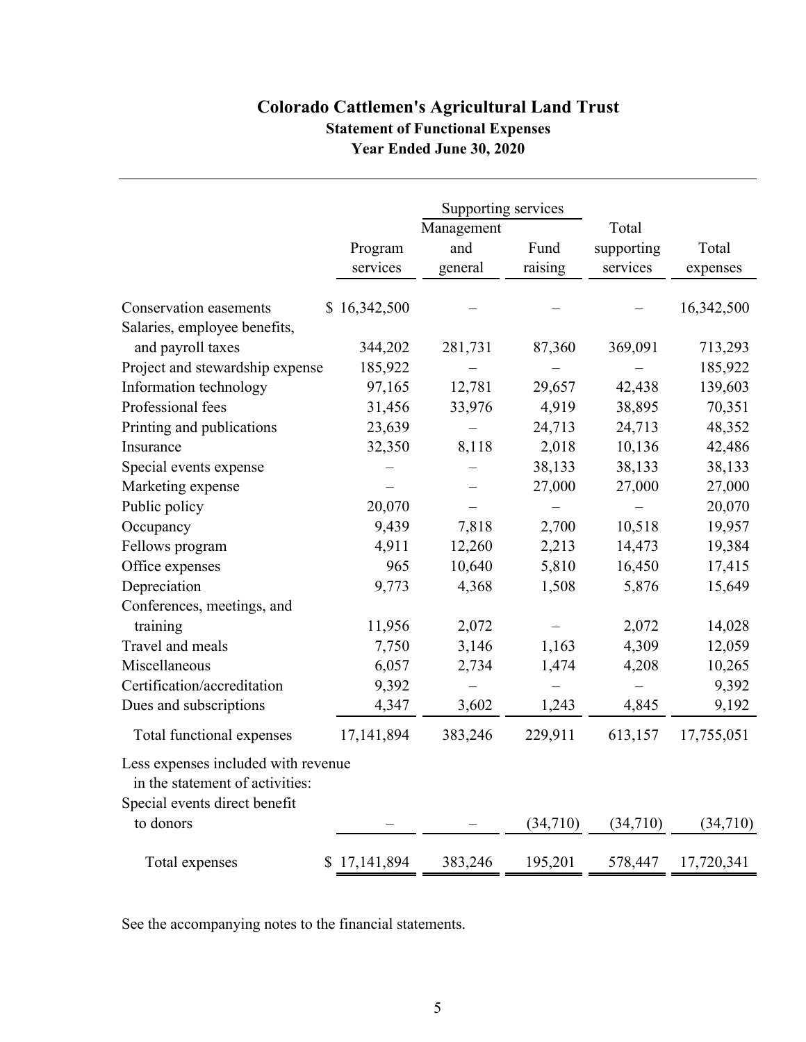# Colorado Cattlemen's Agricultural Land Trust

## Statement of Functional Expenses

### Year Ended June 30, 2020

| | Program services | Supporting services | | Total supporting services | Total expenses |
|---|---|---|---|---|---|
| | | Management and general | Fund raising | | |
| Conservation easements | $ 16,342,500 | – | – | – | 16,342,500 |
| Salaries, employee benefits, and payroll taxes | 344,202 | 281,731 | 87,360 | 369,091 | 713,293 |
| Project and stewardship expense | 185,922 | – | – | – | 185,922 |
| Information technology | 97,165 | 12,781 | 29,657 | 42,438 | 139,603 |
| Professional fees | 31,456 | 33,976 | 4,919 | 38,895 | 70,351 |
| Printing and publications | 23,639 | – | 24,713 | 24,713 | 48,352 |
| Insurance | 32,350 | 8,118 | 2,018 | 10,136 | 42,486 |
| Special events expense | – | – | 38,133 | 38,133 | 38,133 |
| Marketing expense | – | – | 27,000 | 27,000 | 27,000 |
| Public policy | 20,070 | – | – | – | 20,070 |
| Occupancy | 9,439 | 7,818 | 2,700 | 10,518 | 19,957 |
| Fellows program | 4,911 | 12,260 | 2,213 | 14,473 | 19,384 |
| Office expenses | 965 | 10,640 | 5,810 | 16,450 | 17,415 |
| Depreciation | 9,773 | 4,368 | 1,508 | 5,876 | 15,649 |
| Conferences, meetings, and training | 11,956 | 2,072 | – | 2,072 | 14,028 |
| Travel and meals | 7,750 | 3,146 | 1,163 | 4,309 | 12,059 |
| Miscellaneous | 6,057 | 2,734 | 1,474 | 4,208 | 10,265 |
| Certification/accreditation | 9,392 | – | – | – | 9,392 |
| Dues and subscriptions | 4,347 | 3,602 | 1,243 | 4,845 | 9,192 |
| Total functional expenses | 17,141,894 | 383,246 | 229,911 | 613,157 | 17,755,051 |
| Less expenses included with revenue in the statement of activities: | | | | | |
| Special events direct benefit to donors | – | – | (34,710) | (34,710) | (34,710) |
| Total expenses | $ 17,141,894 | 383,246 | 195,201 | 578,447 | 17,720,341 |

See the accompanying notes to the financial statements.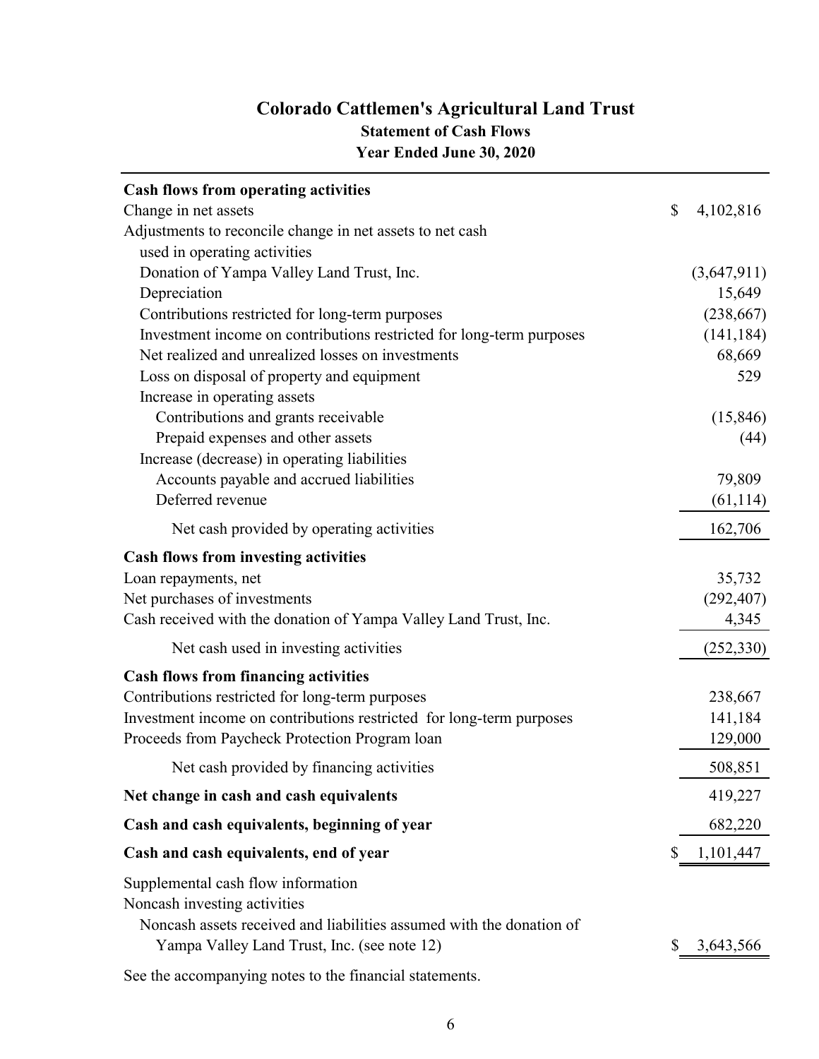# Colorado Cattlemen's Agricultural Land Trust

## Statement of Cash Flows

### Year Ended June 30, 2020

| | |
|---|---|
| **Cash flows from operating activities** | |
| Change in net assets | $ 4,102,816 |
| Adjustments to reconcile change in net assets to net cash used in operating activities | |
| Donation of Yampa Valley Land Trust, Inc. | (3,647,911) |
| Depreciation | 15,649 |
| Contributions restricted for long-term purposes | (238,667) |
| Investment income on contributions restricted for long-term purposes | (141,184) |
| Net realized and unrealized losses on investments | 68,669 |
| Loss on disposal of property and equipment | 529 |
| Increase in operating assets | |
| Contributions and grants receivable | (15,846) |
| Prepaid expenses and other assets | (44) |
| Increase (decrease) in operating liabilities | |
| Accounts payable and accrued liabilities | 79,809 |
| Deferred revenue | (61,114) |
| Net cash provided by operating activities | 162,706 |
| **Cash flows from investing activities** | |
| Loan repayments, net | 35,732 |
| Net purchases of investments | (292,407) |
| Cash received with the donation of Yampa Valley Land Trust, Inc. | 4,345 |
| Net cash used in investing activities | (252,330) |
| **Cash flows from financing activities** | |
| Contributions restricted for long-term purposes | 238,667 |
| Investment income on contributions restricted for long-term purposes | 141,184 |
| Proceeds from Paycheck Protection Program loan | 129,000 |
| Net cash provided by financing activities | 508,851 |
| **Net change in cash and cash equivalents** | 419,227 |
| **Cash and cash equivalents, beginning of year** | 682,220 |
| **Cash and cash equivalents, end of year** | $ 1,101,447 |
| Supplemental cash flow information | |
| Noncash investing activities | |
| Noncash assets received and liabilities assumed with the donation of Yampa Valley Land Trust, Inc. (see note 12) | $ 3,643,566 |

See the accompanying notes to the financial statements.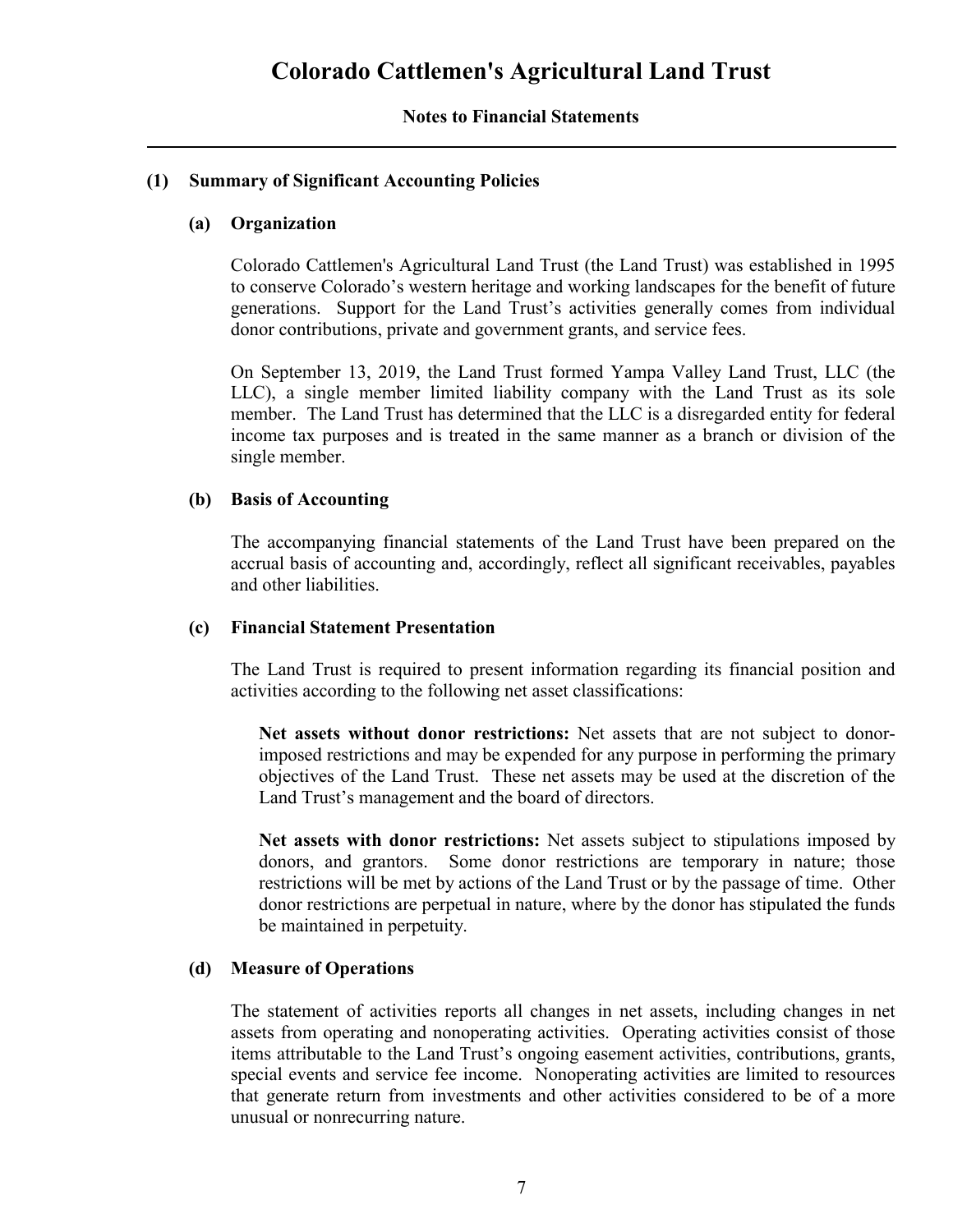# Colorado Cattlemen's Agricultural Land Trust

## Notes to Financial Statements

### (1) Summary of Significant Accounting Policies

#### (a) Organization

Colorado Cattlemen's Agricultural Land Trust (the Land Trust) was established in 1995 to conserve Colorado's western heritage and working landscapes for the benefit of future generations. Support for the Land Trust's activities generally comes from individual donor contributions, private and government grants, and service fees.

On September 13, 2019, the Land Trust formed Yampa Valley Land Trust, LLC (the LLC), a single member limited liability company with the Land Trust as its sole member. The Land Trust has determined that the LLC is a disregarded entity for federal income tax purposes and is treated in the same manner as a branch or division of the single member.

#### (b) Basis of Accounting

The accompanying financial statements of the Land Trust have been prepared on the accrual basis of accounting and, accordingly, reflect all significant receivables, payables and other liabilities.

#### (c) Financial Statement Presentation

The Land Trust is required to present information regarding its financial position and activities according to the following net asset classifications:

**Net assets without donor restrictions:** Net assets that are not subject to donor-imposed restrictions and may be expended for any purpose in performing the primary objectives of the Land Trust. These net assets may be used at the discretion of the Land Trust's management and the board of directors.

**Net assets with donor restrictions:** Net assets subject to stipulations imposed by donors, and grantors. Some donor restrictions are temporary in nature; those restrictions will be met by actions of the Land Trust or by the passage of time. Other donor restrictions are perpetual in nature, where by the donor has stipulated the funds be maintained in perpetuity.

#### (d) Measure of Operations

The statement of activities reports all changes in net assets, including changes in net assets from operating and nonoperating activities. Operating activities consist of those items attributable to the Land Trust's ongoing easement activities, contributions, grants, special events and service fee income. Nonoperating activities are limited to resources that generate return from investments and other activities considered to be of a more unusual or nonrecurring nature.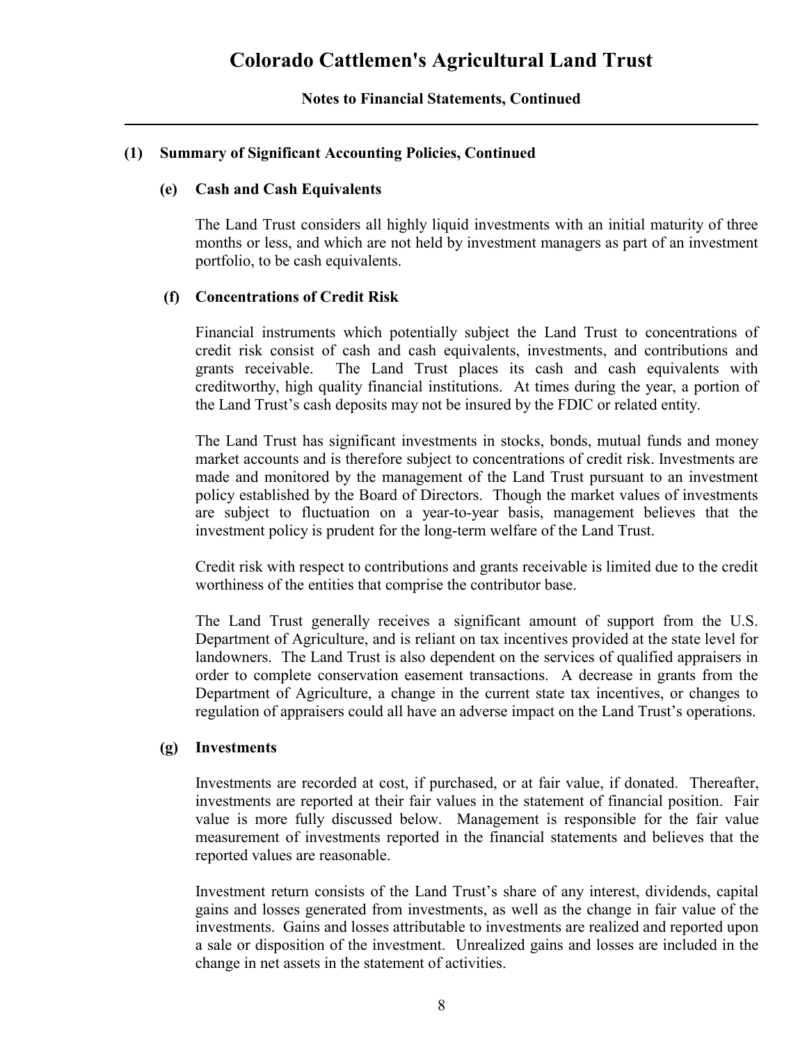# Colorado Cattlemen's Agricultural Land Trust

**Notes to Financial Statements, Continued**

## (1) Summary of Significant Accounting Policies, Continued

### (e) Cash and Cash Equivalents

The Land Trust considers all highly liquid investments with an initial maturity of three months or less, and which are not held by investment managers as part of an investment portfolio, to be cash equivalents.

### (f) Concentrations of Credit Risk

Financial instruments which potentially subject the Land Trust to concentrations of credit risk consist of cash and cash equivalents, investments, and contributions and grants receivable. The Land Trust places its cash and cash equivalents with creditworthy, high quality financial institutions. At times during the year, a portion of the Land Trust's cash deposits may not be insured by the FDIC or related entity.

The Land Trust has significant investments in stocks, bonds, mutual funds and money market accounts and is therefore subject to concentrations of credit risk. Investments are made and monitored by the management of the Land Trust pursuant to an investment policy established by the Board of Directors. Though the market values of investments are subject to fluctuation on a year-to-year basis, management believes that the investment policy is prudent for the long-term welfare of the Land Trust.

Credit risk with respect to contributions and grants receivable is limited due to the credit worthiness of the entities that comprise the contributor base.

The Land Trust generally receives a significant amount of support from the U.S. Department of Agriculture, and is reliant on tax incentives provided at the state level for landowners. The Land Trust is also dependent on the services of qualified appraisers in order to complete conservation easement transactions. A decrease in grants from the Department of Agriculture, a change in the current state tax incentives, or changes to regulation of appraisers could all have an adverse impact on the Land Trust's operations.

### (g) Investments

Investments are recorded at cost, if purchased, or at fair value, if donated. Thereafter, investments are reported at their fair values in the statement of financial position. Fair value is more fully discussed below. Management is responsible for the fair value measurement of investments reported in the financial statements and believes that the reported values are reasonable.

Investment return consists of the Land Trust's share of any interest, dividends, capital gains and losses generated from investments, as well as the change in fair value of the investments. Gains and losses attributable to investments are realized and reported upon a sale or disposition of the investment. Unrealized gains and losses are included in the change in net assets in the statement of activities.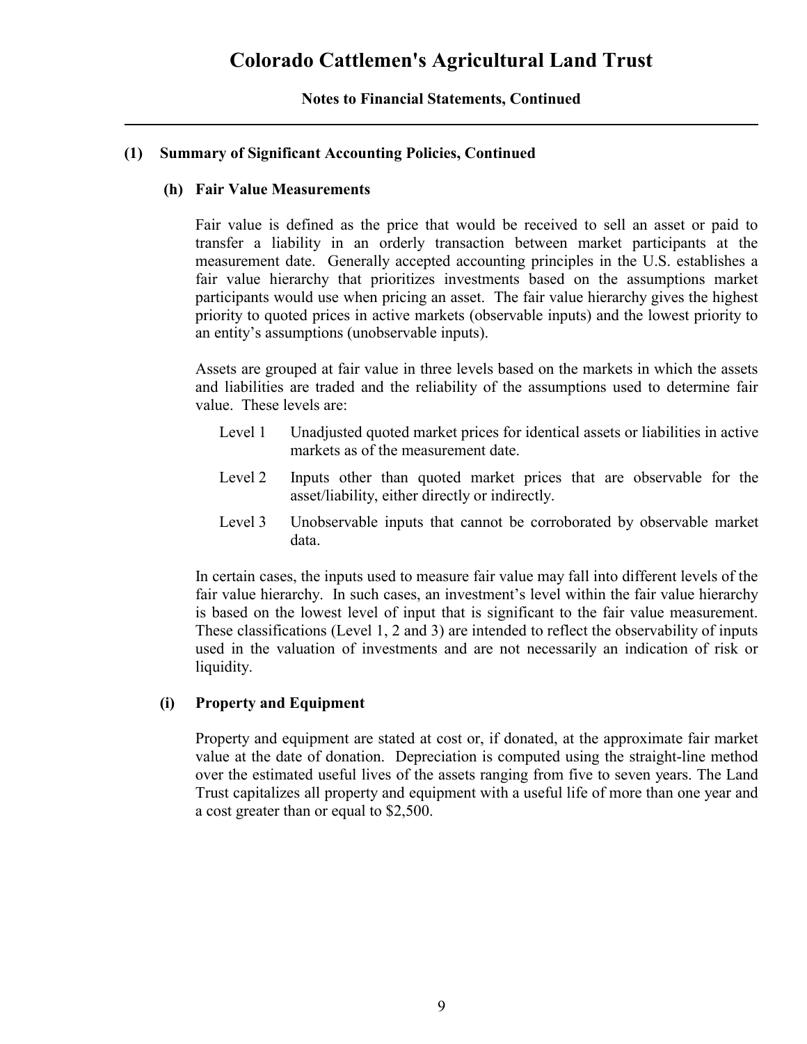## (1) Summary of Significant Accounting Policies, Continued

### (h) Fair Value Measurements

Fair value is defined as the price that would be received to sell an asset or paid to transfer a liability in an orderly transaction between market participants at the measurement date. Generally accepted accounting principles in the U.S. establishes a fair value hierarchy that prioritizes investments based on the assumptions market participants would use when pricing an asset. The fair value hierarchy gives the highest priority to quoted prices in active markets (observable inputs) and the lowest priority to an entity's assumptions (unobservable inputs).

Assets are grouped at fair value in three levels based on the markets in which the assets and liabilities are traded and the reliability of the assumptions used to determine fair value. These levels are:

- Level 1 Unadjusted quoted market prices for identical assets or liabilities in active markets as of the measurement date.
- Level 2 Inputs other than quoted market prices that are observable for the asset/liability, either directly or indirectly.
- Level 3 Unobservable inputs that cannot be corroborated by observable market data.

In certain cases, the inputs used to measure fair value may fall into different levels of the fair value hierarchy. In such cases, an investment's level within the fair value hierarchy is based on the lowest level of input that is significant to the fair value measurement. These classifications (Level 1, 2 and 3) are intended to reflect the observability of inputs used in the valuation of investments and are not necessarily an indication of risk or liquidity.

### (i) Property and Equipment

Property and equipment are stated at cost or, if donated, at the approximate fair market value at the date of donation. Depreciation is computed using the straight-line method over the estimated useful lives of the assets ranging from five to seven years. The Land Trust capitalizes all property and equipment with a useful life of more than one year and a cost greater than or equal to $2,500.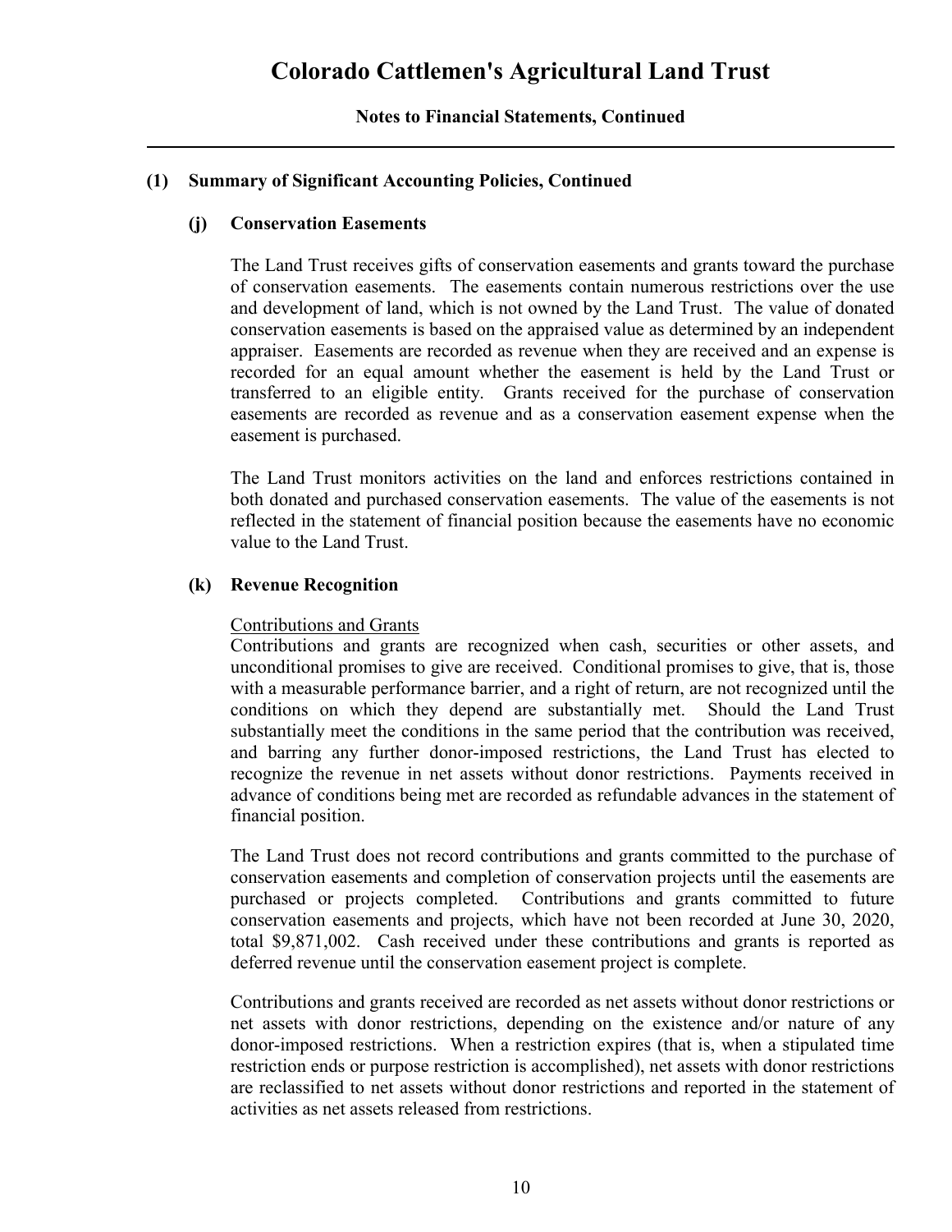# Colorado Cattlemen's Agricultural Land Trust

**Notes to Financial Statements, Continued**

## (1) Summary of Significant Accounting Policies, Continued

### (j) Conservation Easements

The Land Trust receives gifts of conservation easements and grants toward the purchase of conservation easements. The easements contain numerous restrictions over the use and development of land, which is not owned by the Land Trust. The value of donated conservation easements is based on the appraised value as determined by an independent appraiser. Easements are recorded as revenue when they are received and an expense is recorded for an equal amount whether the easement is held by the Land Trust or transferred to an eligible entity. Grants received for the purchase of conservation easements are recorded as revenue and as a conservation easement expense when the easement is purchased.

The Land Trust monitors activities on the land and enforces restrictions contained in both donated and purchased conservation easements. The value of the easements is not reflected in the statement of financial position because the easements have no economic value to the Land Trust.

### (k) Revenue Recognition

<u>Contributions and Grants</u>

Contributions and grants are recognized when cash, securities or other assets, and unconditional promises to give are received. Conditional promises to give, that is, those with a measurable performance barrier, and a right of return, are not recognized until the conditions on which they depend are substantially met. Should the Land Trust substantially meet the conditions in the same period that the contribution was received, and barring any further donor-imposed restrictions, the Land Trust has elected to recognize the revenue in net assets without donor restrictions. Payments received in advance of conditions being met are recorded as refundable advances in the statement of financial position.

The Land Trust does not record contributions and grants committed to the purchase of conservation easements and completion of conservation projects until the easements are purchased or projects completed. Contributions and grants committed to future conservation easements and projects, which have not been recorded at June 30, 2020, total $9,871,002. Cash received under these contributions and grants is reported as deferred revenue until the conservation easement project is complete.

Contributions and grants received are recorded as net assets without donor restrictions or net assets with donor restrictions, depending on the existence and/or nature of any donor-imposed restrictions. When a restriction expires (that is, when a stipulated time restriction ends or purpose restriction is accomplished), net assets with donor restrictions are reclassified to net assets without donor restrictions and reported in the statement of activities as net assets released from restrictions.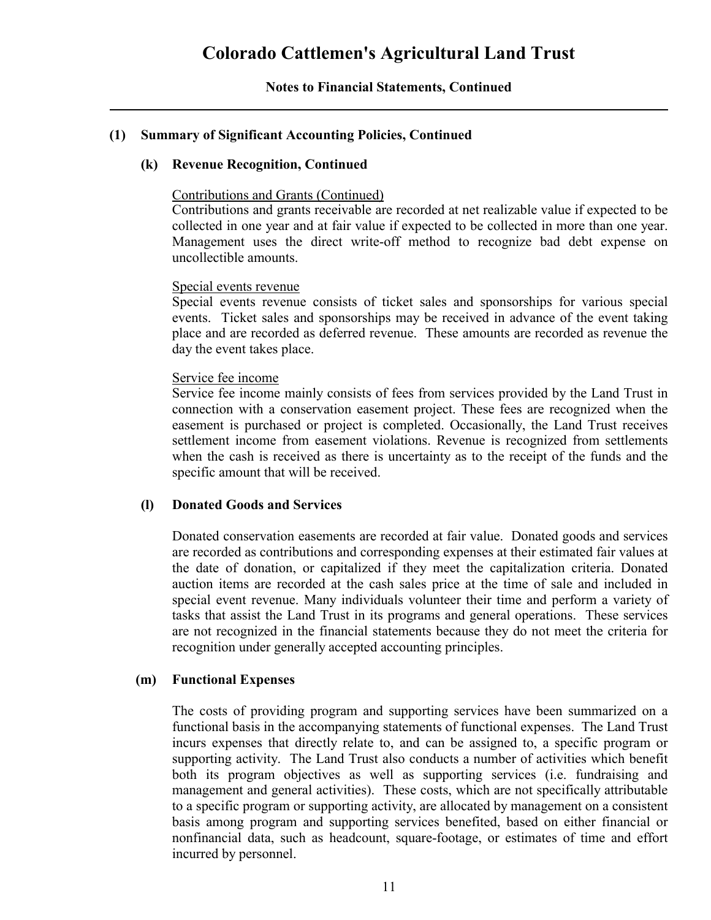# Colorado Cattlemen's Agricultural Land Trust

## Notes to Financial Statements, Continued

### (1) Summary of Significant Accounting Policies, Continued

#### (k) Revenue Recognition, Continued

Contributions and Grants (Continued)

Contributions and grants receivable are recorded at net realizable value if expected to be collected in one year and at fair value if expected to be collected in more than one year. Management uses the direct write-off method to recognize bad debt expense on uncollectible amounts.

Special events revenue

Special events revenue consists of ticket sales and sponsorships for various special events. Ticket sales and sponsorships may be received in advance of the event taking place and are recorded as deferred revenue. These amounts are recorded as revenue the day the event takes place.

Service fee income

Service fee income mainly consists of fees from services provided by the Land Trust in connection with a conservation easement project. These fees are recognized when the easement is purchased or project is completed. Occasionally, the Land Trust receives settlement income from easement violations. Revenue is recognized from settlements when the cash is received as there is uncertainty as to the receipt of the funds and the specific amount that will be received.

#### (l) Donated Goods and Services

Donated conservation easements are recorded at fair value. Donated goods and services are recorded as contributions and corresponding expenses at their estimated fair values at the date of donation, or capitalized if they meet the capitalization criteria. Donated auction items are recorded at the cash sales price at the time of sale and included in special event revenue. Many individuals volunteer their time and perform a variety of tasks that assist the Land Trust in its programs and general operations. These services are not recognized in the financial statements because they do not meet the criteria for recognition under generally accepted accounting principles.

#### (m) Functional Expenses

The costs of providing program and supporting services have been summarized on a functional basis in the accompanying statements of functional expenses. The Land Trust incurs expenses that directly relate to, and can be assigned to, a specific program or supporting activity. The Land Trust also conducts a number of activities which benefit both its program objectives as well as supporting services (i.e. fundraising and management and general activities). These costs, which are not specifically attributable to a specific program or supporting activity, are allocated by management on a consistent basis among program and supporting services benefited, based on either financial or nonfinancial data, such as headcount, square-footage, or estimates of time and effort incurred by personnel.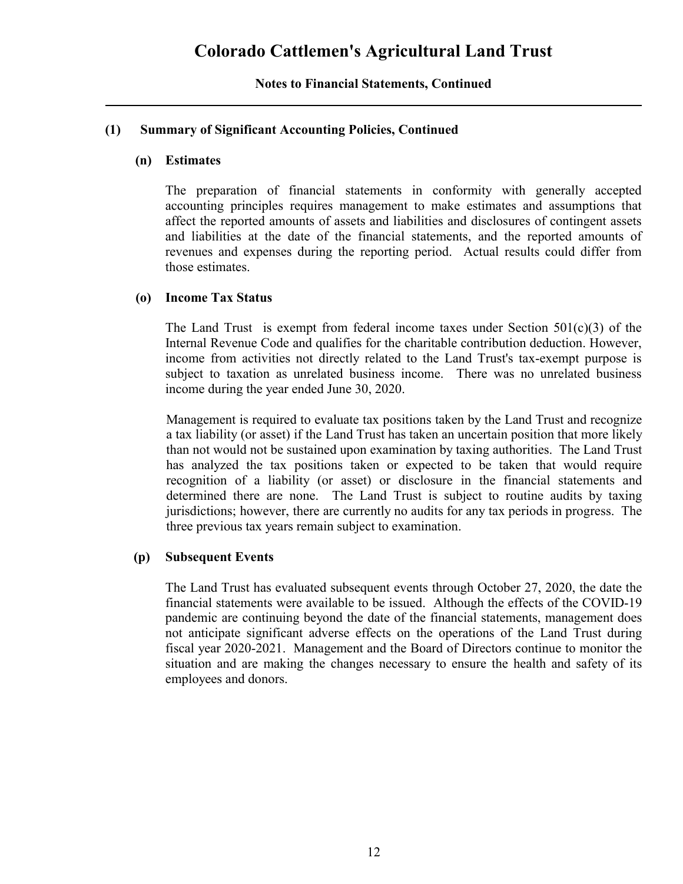# Colorado Cattlemen's Agricultural Land Trust

**Notes to Financial Statements, Continued**

## (1) Summary of Significant Accounting Policies, Continued

### (n) Estimates

The preparation of financial statements in conformity with generally accepted accounting principles requires management to make estimates and assumptions that affect the reported amounts of assets and liabilities and disclosures of contingent assets and liabilities at the date of the financial statements, and the reported amounts of revenues and expenses during the reporting period. Actual results could differ from those estimates.

### (o) Income Tax Status

The Land Trust is exempt from federal income taxes under Section 501(c)(3) of the Internal Revenue Code and qualifies for the charitable contribution deduction. However, income from activities not directly related to the Land Trust's tax-exempt purpose is subject to taxation as unrelated business income. There was no unrelated business income during the year ended June 30, 2020.

Management is required to evaluate tax positions taken by the Land Trust and recognize a tax liability (or asset) if the Land Trust has taken an uncertain position that more likely than not would not be sustained upon examination by taxing authorities. The Land Trust has analyzed the tax positions taken or expected to be taken that would require recognition of a liability (or asset) or disclosure in the financial statements and determined there are none. The Land Trust is subject to routine audits by taxing jurisdictions; however, there are currently no audits for any tax periods in progress. The three previous tax years remain subject to examination.

### (p) Subsequent Events

The Land Trust has evaluated subsequent events through October 27, 2020, the date the financial statements were available to be issued. Although the effects of the COVID-19 pandemic are continuing beyond the date of the financial statements, management does not anticipate significant adverse effects on the operations of the Land Trust during fiscal year 2020-2021. Management and the Board of Directors continue to monitor the situation and are making the changes necessary to ensure the health and safety of its employees and donors.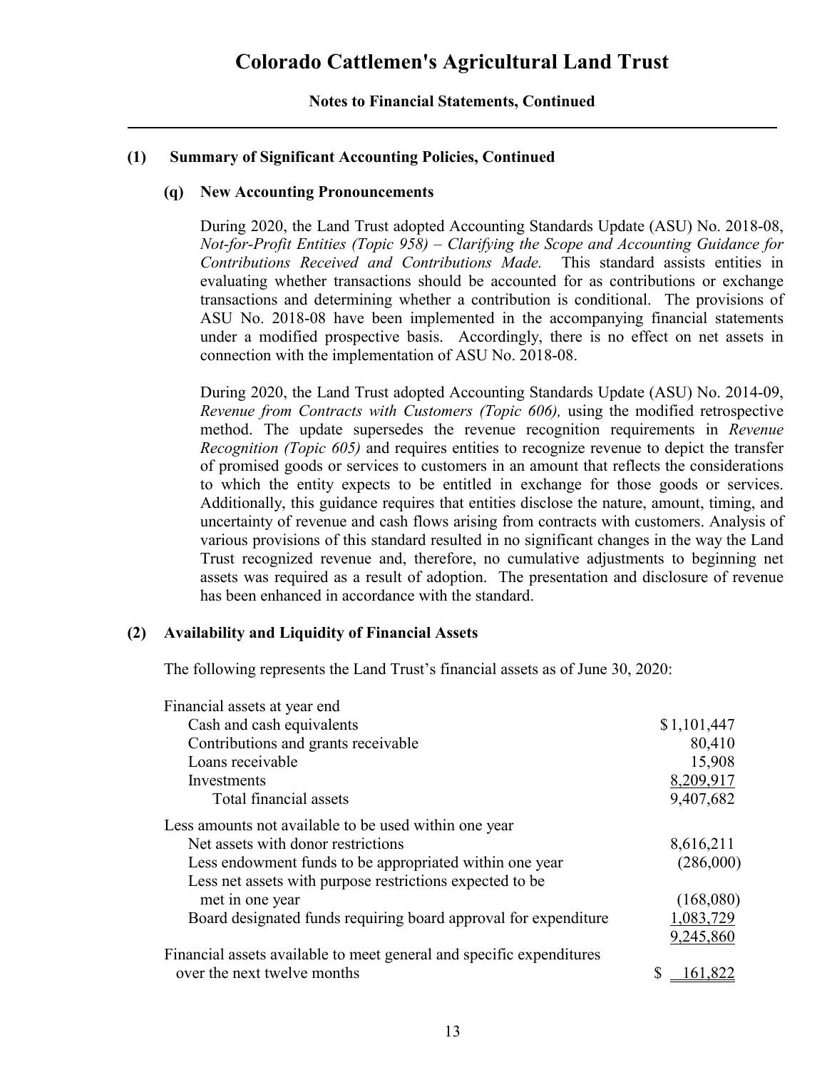# Colorado Cattlemen's Agricultural Land Trust

**Notes to Financial Statements, Continued**

## (1) Summary of Significant Accounting Policies, Continued

### (q) New Accounting Pronouncements

During 2020, the Land Trust adopted Accounting Standards Update (ASU) No. 2018-08, *Not-for-Profit Entities (Topic 958) – Clarifying the Scope and Accounting Guidance for Contributions Received and Contributions Made.* This standard assists entities in evaluating whether transactions should be accounted for as contributions or exchange transactions and determining whether a contribution is conditional. The provisions of ASU No. 2018-08 have been implemented in the accompanying financial statements under a modified prospective basis. Accordingly, there is no effect on net assets in connection with the implementation of ASU No. 2018-08.

During 2020, the Land Trust adopted Accounting Standards Update (ASU) No. 2014-09, *Revenue from Contracts with Customers (Topic 606),* using the modified retrospective method. The update supersedes the revenue recognition requirements in *Revenue Recognition (Topic 605)* and requires entities to recognize revenue to depict the transfer of promised goods or services to customers in an amount that reflects the considerations to which the entity expects to be entitled in exchange for those goods or services. Additionally, this guidance requires that entities disclose the nature, amount, timing, and uncertainty of revenue and cash flows arising from contracts with customers. Analysis of various provisions of this standard resulted in no significant changes in the way the Land Trust recognized revenue and, therefore, no cumulative adjustments to beginning net assets was required as a result of adoption. The presentation and disclosure of revenue has been enhanced in accordance with the standard.

## (2) Availability and Liquidity of Financial Assets

The following represents the Land Trust's financial assets as of June 30, 2020:

| | |
|---|---|
| Financial assets at year end | |
| Cash and cash equivalents | $ 1,101,447 |
| Contributions and grants receivable | 80,410 |
| Loans receivable | 15,908 |
| Investments | 8,209,917 |
| Total financial assets | 9,407,682 |
| Less amounts not available to be used within one year | |
| Net assets with donor restrictions | 8,616,211 |
| Less endowment funds to be appropriated within one year | (286,000) |
| Less net assets with purpose restrictions expected to be met in one year | (168,080) |
| Board designated funds requiring board approval for expenditure | 1,083,729 |
| | 9,245,860 |
| Financial assets available to meet general and specific expenditures over the next twelve months | $ 161,822 |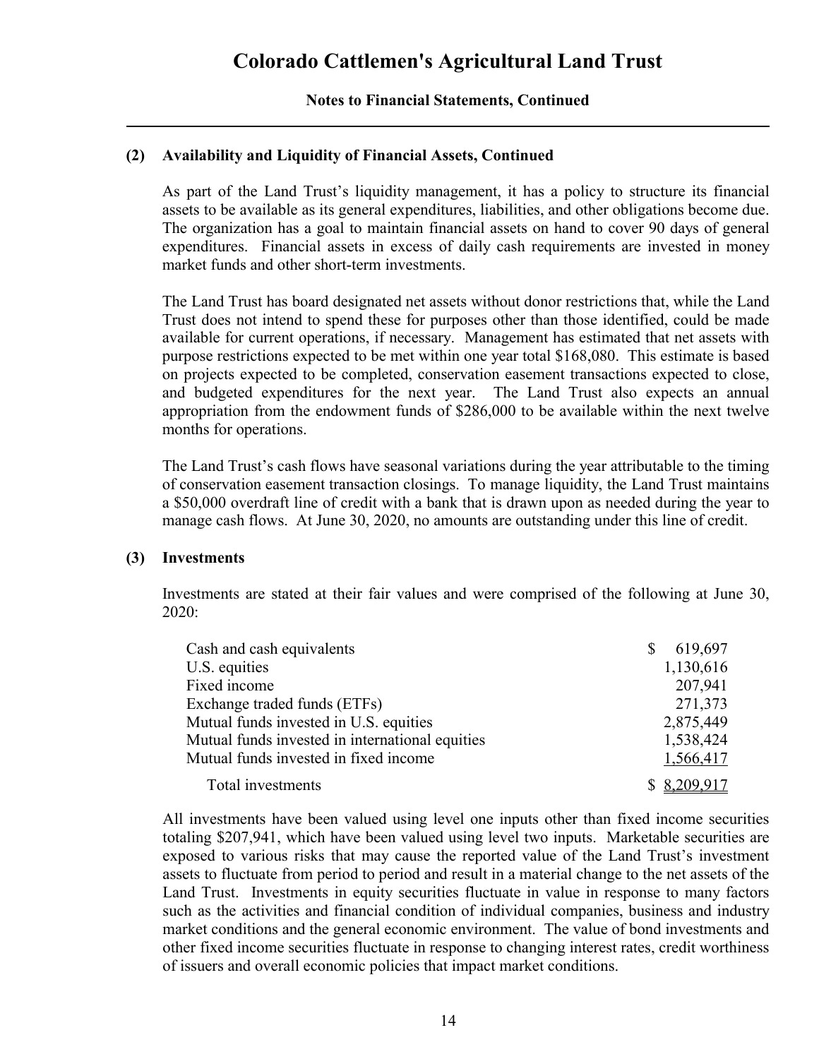# Colorado Cattlemen's Agricultural Land Trust

**Notes to Financial Statements, Continued**

## (2) Availability and Liquidity of Financial Assets, Continued

As part of the Land Trust's liquidity management, it has a policy to structure its financial assets to be available as its general expenditures, liabilities, and other obligations become due. The organization has a goal to maintain financial assets on hand to cover 90 days of general expenditures. Financial assets in excess of daily cash requirements are invested in money market funds and other short-term investments.

The Land Trust has board designated net assets without donor restrictions that, while the Land Trust does not intend to spend these for purposes other than those identified, could be made available for current operations, if necessary. Management has estimated that net assets with purpose restrictions expected to be met within one year total $168,080. This estimate is based on projects expected to be completed, conservation easement transactions expected to close, and budgeted expenditures for the next year. The Land Trust also expects an annual appropriation from the endowment funds of $286,000 to be available within the next twelve months for operations.

The Land Trust's cash flows have seasonal variations during the year attributable to the timing of conservation easement transaction closings. To manage liquidity, the Land Trust maintains a $50,000 overdraft line of credit with a bank that is drawn upon as needed during the year to manage cash flows. At June 30, 2020, no amounts are outstanding under this line of credit.

## (3) Investments

Investments are stated at their fair values and were comprised of the following at June 30, 2020:

| | |
|---|---:|
| Cash and cash equivalents | $ 619,697 |
| U.S. equities | 1,130,616 |
| Fixed income | 207,941 |
| Exchange traded funds (ETFs) | 271,373 |
| Mutual funds invested in U.S. equities | 2,875,449 |
| Mutual funds invested in international equities | 1,538,424 |
| Mutual funds invested in fixed income | 1,566,417 |
| Total investments | $ 8,209,917 |

All investments have been valued using level one inputs other than fixed income securities totaling $207,941, which have been valued using level two inputs. Marketable securities are exposed to various risks that may cause the reported value of the Land Trust's investment assets to fluctuate from period to period and result in a material change to the net assets of the Land Trust. Investments in equity securities fluctuate in value in response to many factors such as the activities and financial condition of individual companies, business and industry market conditions and the general economic environment. The value of bond investments and other fixed income securities fluctuate in response to changing interest rates, credit worthiness of issuers and overall economic policies that impact market conditions.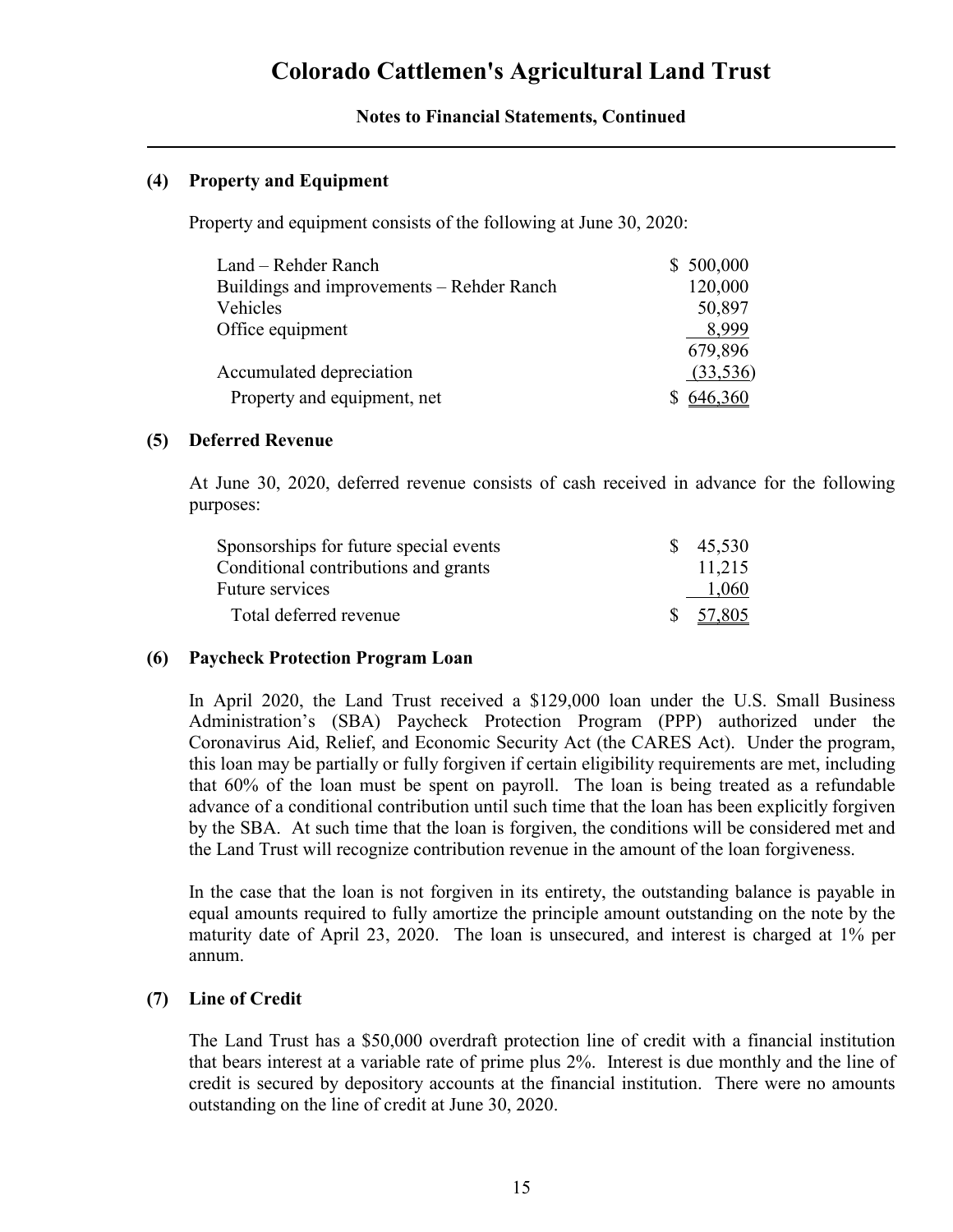# Colorado Cattlemen's Agricultural Land Trust

## Notes to Financial Statements, Continued

### (4) Property and Equipment

Property and equipment consists of the following at June 30, 2020:

| | |
|---|---|
| Land – Rehder Ranch | $ 500,000 |
| Buildings and improvements – Rehder Ranch | 120,000 |
| Vehicles | 50,897 |
| Office equipment | 8,999 |
| | 679,896 |
| Accumulated depreciation | (33,536) |
| Property and equipment, net | $ 646,360 |

### (5) Deferred Revenue

At June 30, 2020, deferred revenue consists of cash received in advance for the following purposes:

| | |
|---|---|
| Sponsorships for future special events | $ 45,530 |
| Conditional contributions and grants | 11,215 |
| Future services | 1,060 |
| Total deferred revenue | $ 57,805 |

### (6) Paycheck Protection Program Loan

In April 2020, the Land Trust received a $129,000 loan under the U.S. Small Business Administration's (SBA) Paycheck Protection Program (PPP) authorized under the Coronavirus Aid, Relief, and Economic Security Act (the CARES Act). Under the program, this loan may be partially or fully forgiven if certain eligibility requirements are met, including that 60% of the loan must be spent on payroll. The loan is being treated as a refundable advance of a conditional contribution until such time that the loan has been explicitly forgiven by the SBA. At such time that the loan is forgiven, the conditions will be considered met and the Land Trust will recognize contribution revenue in the amount of the loan forgiveness.

In the case that the loan is not forgiven in its entirety, the outstanding balance is payable in equal amounts required to fully amortize the principle amount outstanding on the note by the maturity date of April 23, 2020. The loan is unsecured, and interest is charged at 1% per annum.

### (7) Line of Credit

The Land Trust has a $50,000 overdraft protection line of credit with a financial institution that bears interest at a variable rate of prime plus 2%. Interest is due monthly and the line of credit is secured by depository accounts at the financial institution. There were no amounts outstanding on the line of credit at June 30, 2020.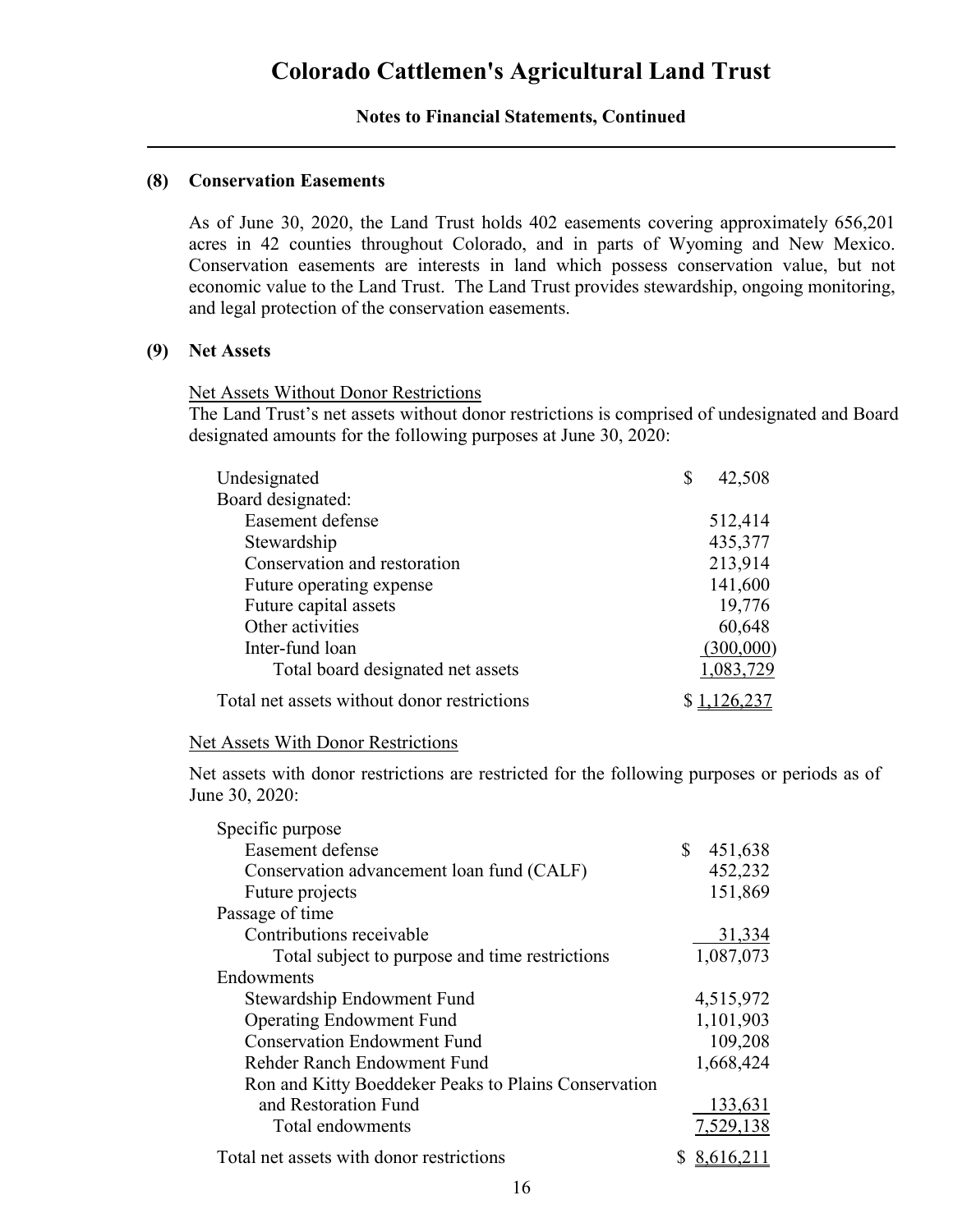## (8) Conservation Easements

As of June 30, 2020, the Land Trust holds 402 easements covering approximately 656,201 acres in 42 counties throughout Colorado, and in parts of Wyoming and New Mexico. Conservation easements are interests in land which possess conservation value, but not economic value to the Land Trust. The Land Trust provides stewardship, ongoing monitoring, and legal protection of the conservation easements.

## (9) Net Assets

Net Assets Without Donor Restrictions

The Land Trust's net assets without donor restrictions is comprised of undesignated and Board designated amounts for the following purposes at June 30, 2020:

| | |
|---|---|
| Undesignated | $ 42,508 |
| Board designated: | |
| Easement defense | 512,414 |
| Stewardship | 435,377 |
| Conservation and restoration | 213,914 |
| Future operating expense | 141,600 |
| Future capital assets | 19,776 |
| Other activities | 60,648 |
| Inter-fund loan | (300,000) |
| Total board designated net assets | 1,083,729 |
| Total net assets without donor restrictions | $ 1,126,237 |

Net Assets With Donor Restrictions

Net assets with donor restrictions are restricted for the following purposes or periods as of June 30, 2020:

| | |
|---|---|
| Specific purpose | |
| Easement defense | $ 451,638 |
| Conservation advancement loan fund (CALF) | 452,232 |
| Future projects | 151,869 |
| Passage of time | |
| Contributions receivable | 31,334 |
| Total subject to purpose and time restrictions | 1,087,073 |
| Endowments | |
| Stewardship Endowment Fund | 4,515,972 |
| Operating Endowment Fund | 1,101,903 |
| Conservation Endowment Fund | 109,208 |
| Rehder Ranch Endowment Fund | 1,668,424 |
| Ron and Kitty Boeddeker Peaks to Plains Conservation and Restoration Fund | 133,631 |
| Total endowments | 7,529,138 |
| Total net assets with donor restrictions | $ 8,616,211 |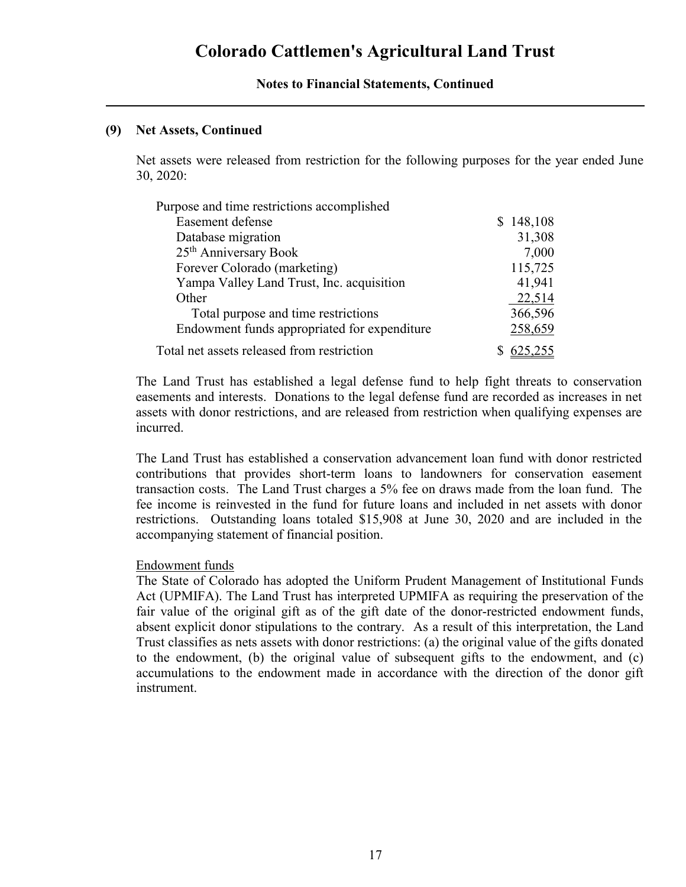### (9) Net Assets, Continued

Net assets were released from restriction for the following purposes for the year ended June 30, 2020:

| | |
|---|---|
| Purpose and time restrictions accomplished | |
| Easement defense | $ 148,108 |
| Database migration | 31,308 |
| 25th Anniversary Book | 7,000 |
| Forever Colorado (marketing) | 115,725 |
| Yampa Valley Land Trust, Inc. acquisition | 41,941 |
| Other | 22,514 |
| Total purpose and time restrictions | 366,596 |
| Endowment funds appropriated for expenditure | 258,659 |
| Total net assets released from restriction | $ 625,255 |

The Land Trust has established a legal defense fund to help fight threats to conservation easements and interests. Donations to the legal defense fund are recorded as increases in net assets with donor restrictions, and are released from restriction when qualifying expenses are incurred.

The Land Trust has established a conservation advancement loan fund with donor restricted contributions that provides short-term loans to landowners for conservation easement transaction costs. The Land Trust charges a 5% fee on draws made from the loan fund. The fee income is reinvested in the fund for future loans and included in net assets with donor restrictions. Outstanding loans totaled $15,908 at June 30, 2020 and are included in the accompanying statement of financial position.

Endowment funds

The State of Colorado has adopted the Uniform Prudent Management of Institutional Funds Act (UPMIFA). The Land Trust has interpreted UPMIFA as requiring the preservation of the fair value of the original gift as of the gift date of the donor-restricted endowment funds, absent explicit donor stipulations to the contrary. As a result of this interpretation, the Land Trust classifies as nets assets with donor restrictions: (a) the original value of the gifts donated to the endowment, (b) the original value of subsequent gifts to the endowment, and (c) accumulations to the endowment made in accordance with the direction of the donor gift instrument.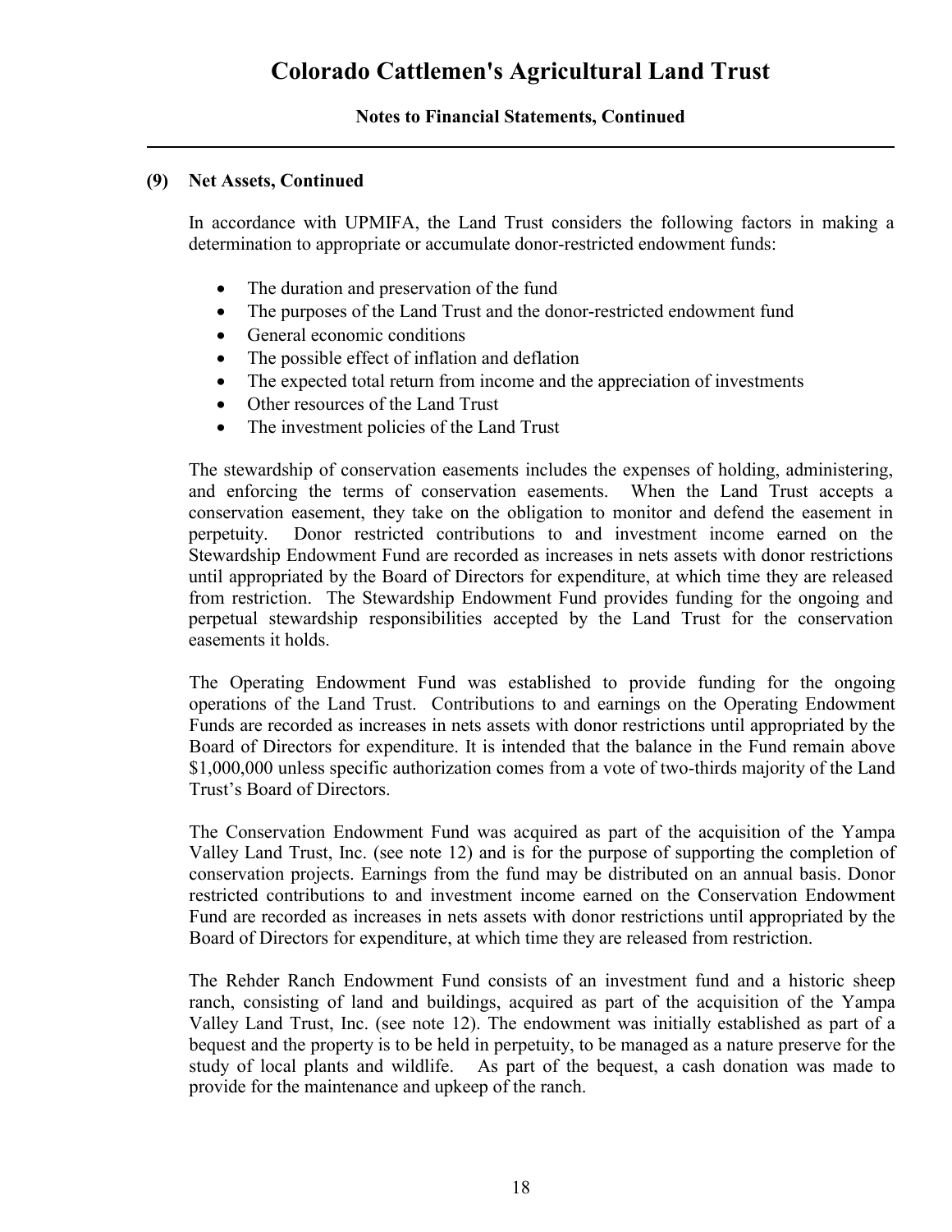### (9) Net Assets, Continued

In accordance with UPMIFA, the Land Trust considers the following factors in making a determination to appropriate or accumulate donor-restricted endowment funds:

- The duration and preservation of the fund
- The purposes of the Land Trust and the donor-restricted endowment fund
- General economic conditions
- The possible effect of inflation and deflation
- The expected total return from income and the appreciation of investments
- Other resources of the Land Trust
- The investment policies of the Land Trust

The stewardship of conservation easements includes the expenses of holding, administering, and enforcing the terms of conservation easements. When the Land Trust accepts a conservation easement, they take on the obligation to monitor and defend the easement in perpetuity. Donor restricted contributions to and investment income earned on the Stewardship Endowment Fund are recorded as increases in nets assets with donor restrictions until appropriated by the Board of Directors for expenditure, at which time they are released from restriction. The Stewardship Endowment Fund provides funding for the ongoing and perpetual stewardship responsibilities accepted by the Land Trust for the conservation easements it holds.

The Operating Endowment Fund was established to provide funding for the ongoing operations of the Land Trust. Contributions to and earnings on the Operating Endowment Funds are recorded as increases in nets assets with donor restrictions until appropriated by the Board of Directors for expenditure. It is intended that the balance in the Fund remain above $1,000,000 unless specific authorization comes from a vote of two-thirds majority of the Land Trust's Board of Directors.

The Conservation Endowment Fund was acquired as part of the acquisition of the Yampa Valley Land Trust, Inc. (see note 12) and is for the purpose of supporting the completion of conservation projects. Earnings from the fund may be distributed on an annual basis. Donor restricted contributions to and investment income earned on the Conservation Endowment Fund are recorded as increases in nets assets with donor restrictions until appropriated by the Board of Directors for expenditure, at which time they are released from restriction.

The Rehder Ranch Endowment Fund consists of an investment fund and a historic sheep ranch, consisting of land and buildings, acquired as part of the acquisition of the Yampa Valley Land Trust, Inc. (see note 12). The endowment was initially established as part of a bequest and the property is to be held in perpetuity, to be managed as a nature preserve for the study of local plants and wildlife. As part of the bequest, a cash donation was made to provide for the maintenance and upkeep of the ranch.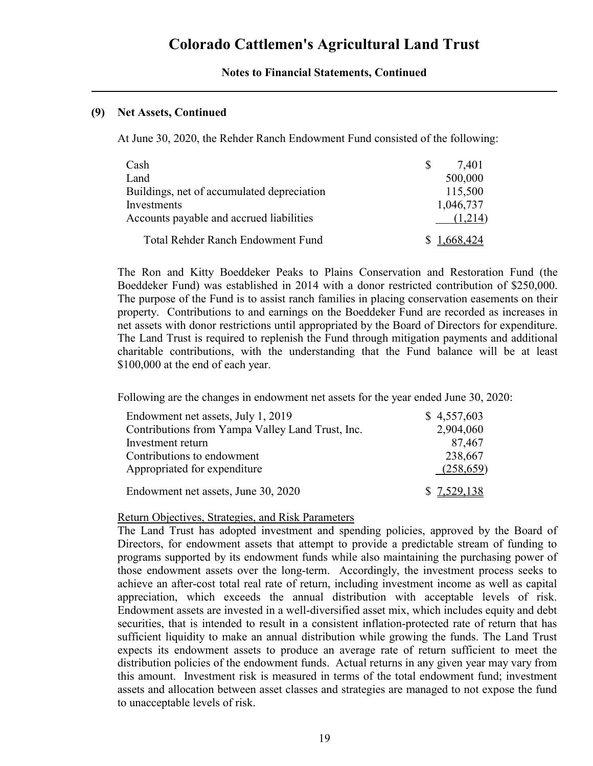### (9) Net Assets, Continued

At June 30, 2020, the Rehder Ranch Endowment Fund consisted of the following:

| | |
|---|---|
| Cash | $ 7,401 |
| Land | 500,000 |
| Buildings, net of accumulated depreciation | 115,500 |
| Investments | 1,046,737 |
| Accounts payable and accrued liabilities | (1,214) |
| Total Rehder Ranch Endowment Fund | $ 1,668,424 |

The Ron and Kitty Boeddeker Peaks to Plains Conservation and Restoration Fund (the Boeddeker Fund) was established in 2014 with a donor restricted contribution of $250,000. The purpose of the Fund is to assist ranch families in placing conservation easements on their property. Contributions to and earnings on the Boeddeker Fund are recorded as increases in net assets with donor restrictions until appropriated by the Board of Directors for expenditure. The Land Trust is required to replenish the Fund through mitigation payments and additional charitable contributions, with the understanding that the Fund balance will be at least $100,000 at the end of each year.

Following are the changes in endowment net assets for the year ended June 30, 2020:

| | |
|---|---|
| Endowment net assets, July 1, 2019 | $ 4,557,603 |
| Contributions from Yampa Valley Land Trust, Inc. | 2,904,060 |
| Investment return | 87,467 |
| Contributions to endowment | 238,667 |
| Appropriated for expenditure | (258,659) |
| Endowment net assets, June 30, 2020 | $ 7,529,138 |

Return Objectives, Strategies, and Risk Parameters

The Land Trust has adopted investment and spending policies, approved by the Board of Directors, for endowment assets that attempt to provide a predictable stream of funding to programs supported by its endowment funds while also maintaining the purchasing power of those endowment assets over the long-term. Accordingly, the investment process seeks to achieve an after-cost total real rate of return, including investment income as well as capital appreciation, which exceeds the annual distribution with acceptable levels of risk. Endowment assets are invested in a well-diversified asset mix, which includes equity and debt securities, that is intended to result in a consistent inflation-protected rate of return that has sufficient liquidity to make an annual distribution while growing the funds. The Land Trust expects its endowment assets to produce an average rate of return sufficient to meet the distribution policies of the endowment funds. Actual returns in any given year may vary from this amount. Investment risk is measured in terms of the total endowment fund; investment assets and allocation between asset classes and strategies are managed to not expose the fund to unacceptable levels of risk.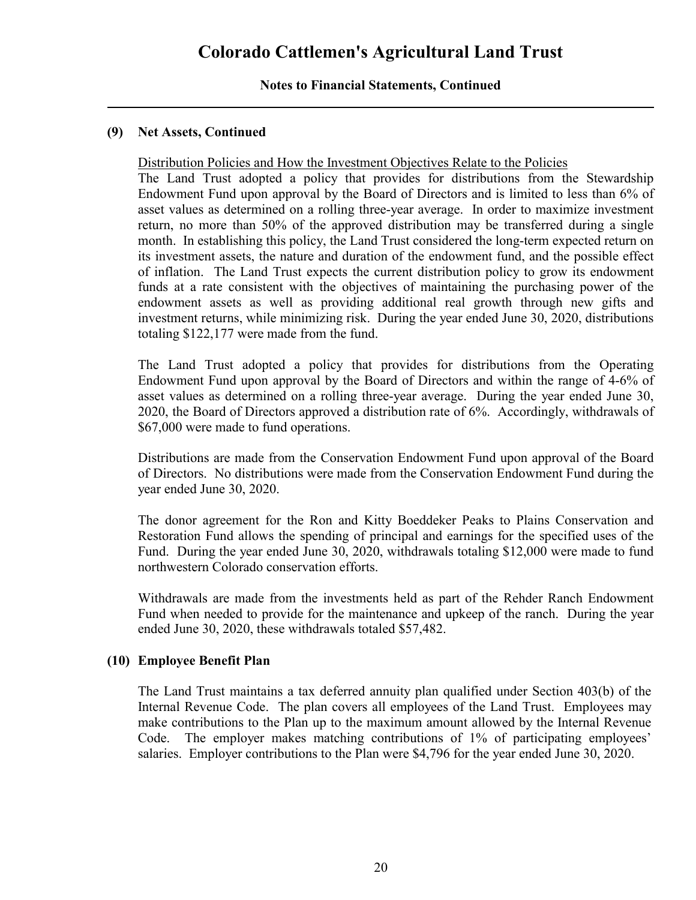## (9) Net Assets, Continued

Distribution Policies and How the Investment Objectives Relate to the Policies

The Land Trust adopted a policy that provides for distributions from the Stewardship Endowment Fund upon approval by the Board of Directors and is limited to less than 6% of asset values as determined on a rolling three-year average. In order to maximize investment return, no more than 50% of the approved distribution may be transferred during a single month. In establishing this policy, the Land Trust considered the long-term expected return on its investment assets, the nature and duration of the endowment fund, and the possible effect of inflation. The Land Trust expects the current distribution policy to grow its endowment funds at a rate consistent with the objectives of maintaining the purchasing power of the endowment assets as well as providing additional real growth through new gifts and investment returns, while minimizing risk. During the year ended June 30, 2020, distributions totaling $122,177 were made from the fund.

The Land Trust adopted a policy that provides for distributions from the Operating Endowment Fund upon approval by the Board of Directors and within the range of 4-6% of asset values as determined on a rolling three-year average. During the year ended June 30, 2020, the Board of Directors approved a distribution rate of 6%. Accordingly, withdrawals of $67,000 were made to fund operations.

Distributions are made from the Conservation Endowment Fund upon approval of the Board of Directors. No distributions were made from the Conservation Endowment Fund during the year ended June 30, 2020.

The donor agreement for the Ron and Kitty Boeddeker Peaks to Plains Conservation and Restoration Fund allows the spending of principal and earnings for the specified uses of the Fund. During the year ended June 30, 2020, withdrawals totaling $12,000 were made to fund northwestern Colorado conservation efforts.

Withdrawals are made from the investments held as part of the Rehder Ranch Endowment Fund when needed to provide for the maintenance and upkeep of the ranch. During the year ended June 30, 2020, these withdrawals totaled $57,482.

## (10) Employee Benefit Plan

The Land Trust maintains a tax deferred annuity plan qualified under Section 403(b) of the Internal Revenue Code. The plan covers all employees of the Land Trust. Employees may make contributions to the Plan up to the maximum amount allowed by the Internal Revenue Code. The employer makes matching contributions of 1% of participating employees' salaries. Employer contributions to the Plan were $4,796 for the year ended June 30, 2020.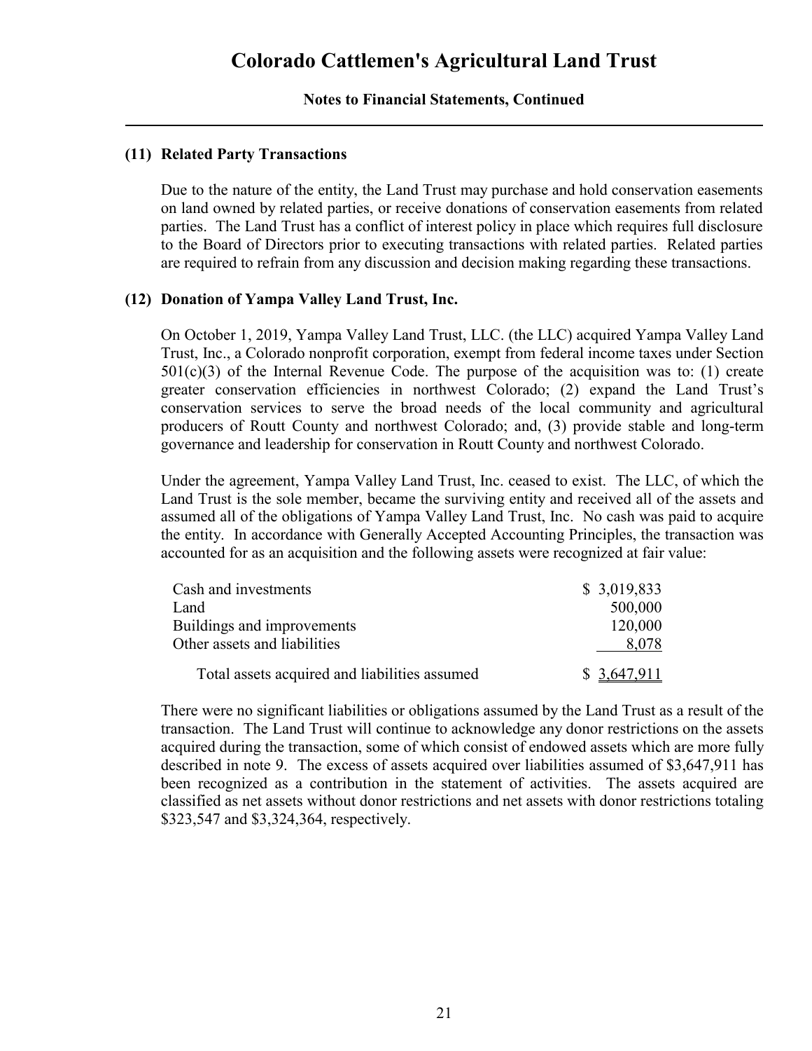# Colorado Cattlemen's Agricultural Land Trust

**Notes to Financial Statements, Continued**

## (11) Related Party Transactions

Due to the nature of the entity, the Land Trust may purchase and hold conservation easements on land owned by related parties, or receive donations of conservation easements from related parties. The Land Trust has a conflict of interest policy in place which requires full disclosure to the Board of Directors prior to executing transactions with related parties. Related parties are required to refrain from any discussion and decision making regarding these transactions.

## (12) Donation of Yampa Valley Land Trust, Inc.

On October 1, 2019, Yampa Valley Land Trust, LLC. (the LLC) acquired Yampa Valley Land Trust, Inc., a Colorado nonprofit corporation, exempt from federal income taxes under Section 501(c)(3) of the Internal Revenue Code. The purpose of the acquisition was to: (1) create greater conservation efficiencies in northwest Colorado; (2) expand the Land Trust's conservation services to serve the broad needs of the local community and agricultural producers of Routt County and northwest Colorado; and, (3) provide stable and long-term governance and leadership for conservation in Routt County and northwest Colorado.

Under the agreement, Yampa Valley Land Trust, Inc. ceased to exist. The LLC, of which the Land Trust is the sole member, became the surviving entity and received all of the assets and assumed all of the obligations of Yampa Valley Land Trust, Inc. No cash was paid to acquire the entity. In accordance with Generally Accepted Accounting Principles, the transaction was accounted for as an acquisition and the following assets were recognized at fair value:

| | |
|---|---|
| Cash and investments | $ 3,019,833 |
| Land | 500,000 |
| Buildings and improvements | 120,000 |
| Other assets and liabilities | 8,078 |
| Total assets acquired and liabilities assumed | $ 3,647,911 |

There were no significant liabilities or obligations assumed by the Land Trust as a result of the transaction. The Land Trust will continue to acknowledge any donor restrictions on the assets acquired during the transaction, some of which consist of endowed assets which are more fully described in note 9. The excess of assets acquired over liabilities assumed of $3,647,911 has been recognized as a contribution in the statement of activities. The assets acquired are classified as net assets without donor restrictions and net assets with donor restrictions totaling $323,547 and $3,324,364, respectively.